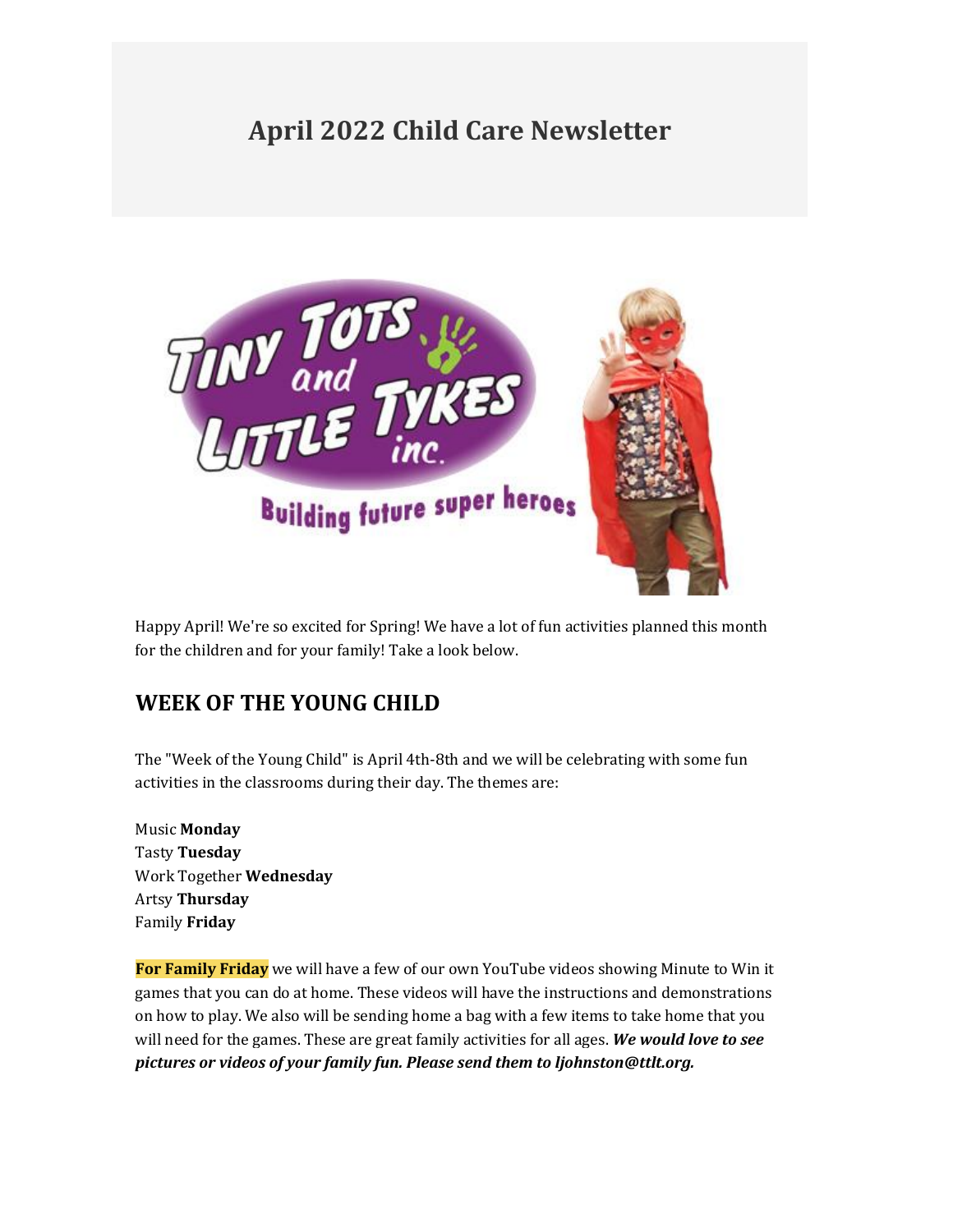# April 2022 Child Care Newsletter

Happy April! We're so excited for Spring! We have a lot of fun activities planned this month for the children and for your family! Take a look below.

## WEEK OF THE YOUNG CHILD

The "Week of the Young Child" is April 4th-8th and we will be celebrating with some fun activities in the classrooms during their day. The themes are:

Music **Monday**
Tasty **Tuesday**
Work Together **Wednesday**
Artsy **Thursday**
Family **Friday**

**For Family Friday** we will have a few of our own YouTube videos showing Minute to Win it games that you can do at home. These videos will have the instructions and demonstrations on how to play. We also will be sending home a bag with a few items to take home that you will need for the games. These are great family activities for all ages. ***We would love to see pictures or videos of your family fun. Please send them to ljohnston@ttlt.org.***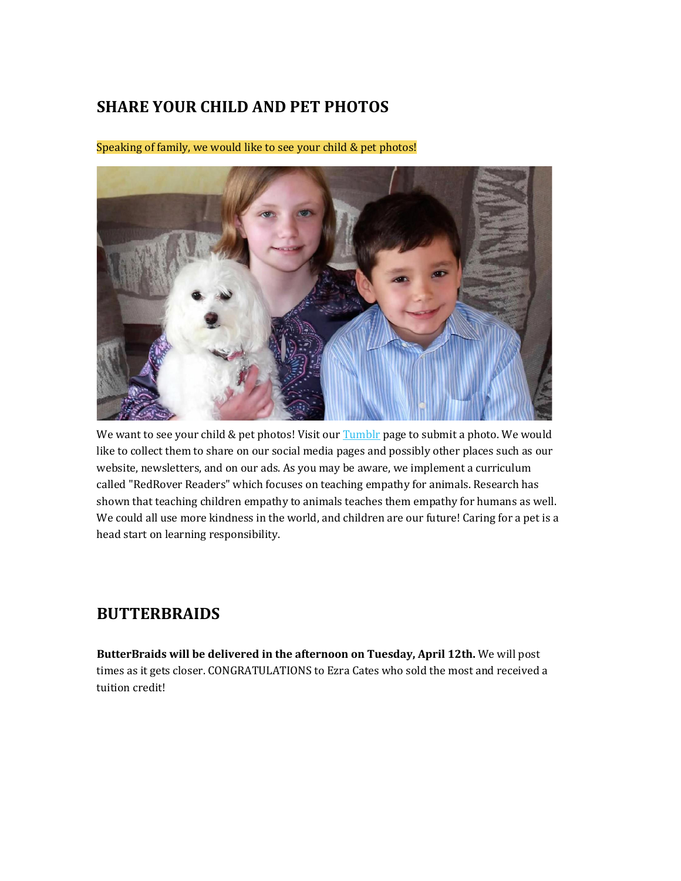## SHARE YOUR CHILD AND PET PHOTOS

Speaking of family, we would like to see your child & pet photos!

We want to see your child & pet photos! Visit our Tumblr page to submit a photo. We would like to collect them to share on our social media pages and possibly other places such as our website, newsletters, and on our ads. As you may be aware, we implement a curriculum called "RedRover Readers" which focuses on teaching empathy for animals. Research has shown that teaching children empathy to animals teaches them empathy for humans as well. We could all use more kindness in the world, and children are our future! Caring for a pet is a head start on learning responsibility.

## BUTTERBRAIDS

**ButterBraids will be delivered in the afternoon on Tuesday, April 12th.** We will post times as it gets closer. CONGRATULATIONS to Ezra Cates who sold the most and received a tuition credit!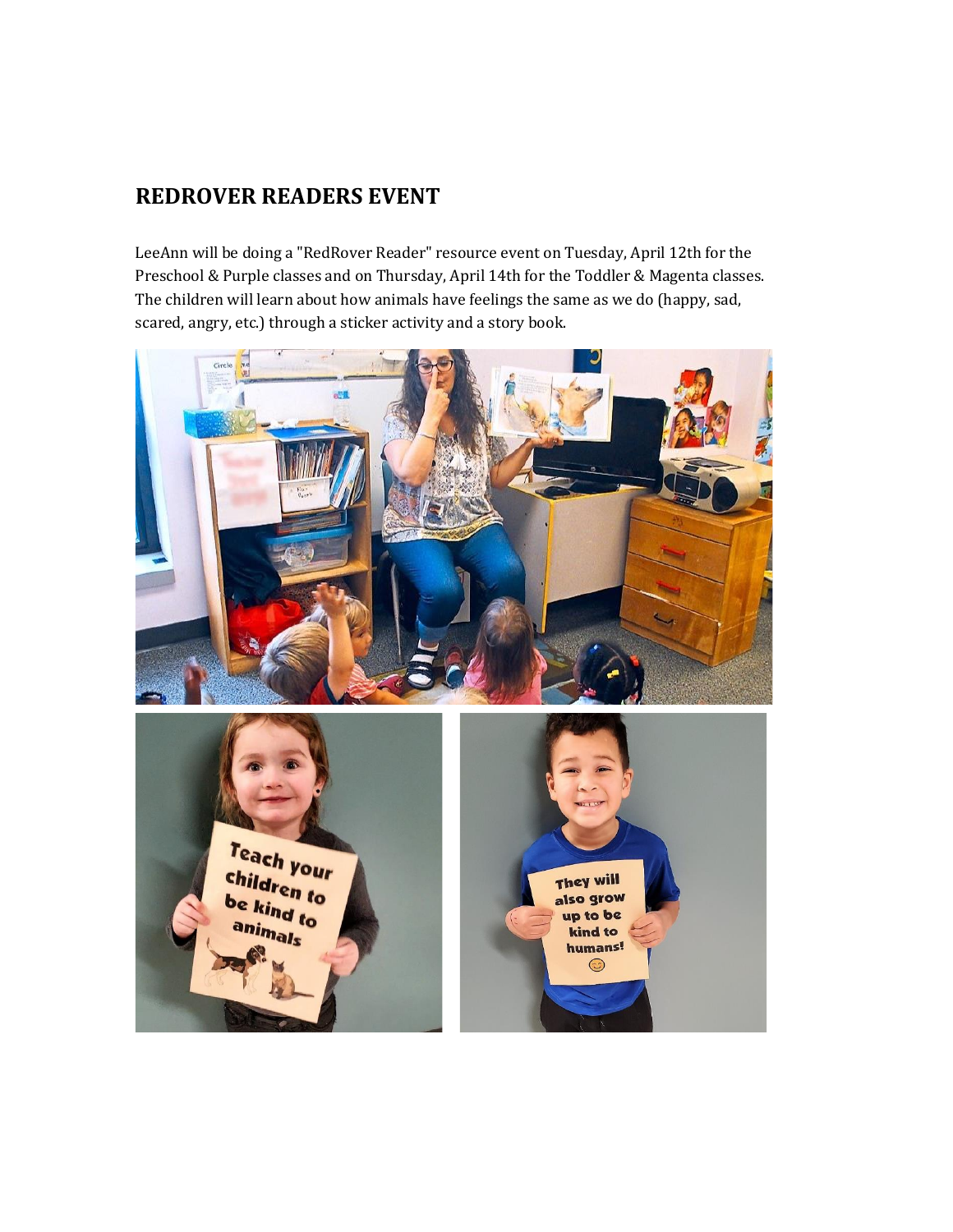## REDROVER READERS EVENT

LeeAnn will be doing a "RedRover Reader" resource event on Tuesday, April 12th for the Preschool & Purple classes and on Thursday, April 14th for the Toddler & Magenta classes. The children will learn about how animals have feelings the same as we do (happy, sad, scared, angry, etc.) through a sticker activity and a story book.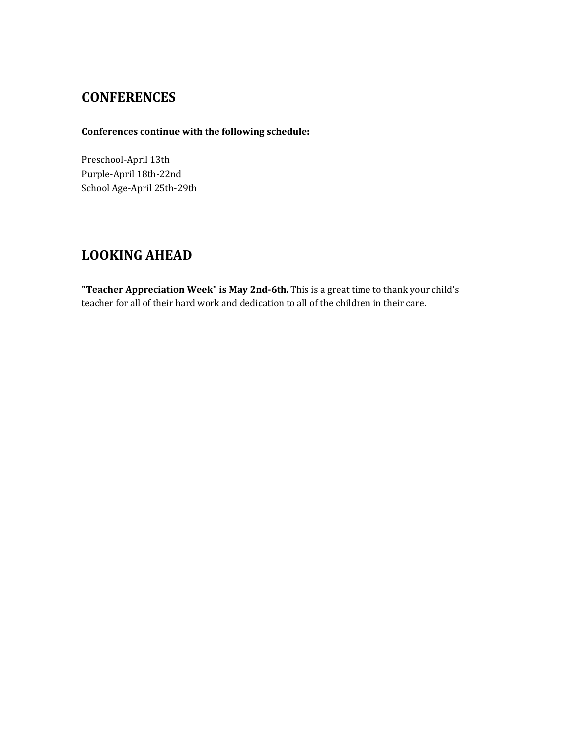## CONFERENCES

**Conferences continue with the following schedule:**

Preschool-April 13th
Purple-April 18th-22nd
School Age-April 25th-29th

## LOOKING AHEAD

**"Teacher Appreciation Week" is May 2nd-6th.** This is a great time to thank your child's teacher for all of their hard work and dedication to all of the children in their care.